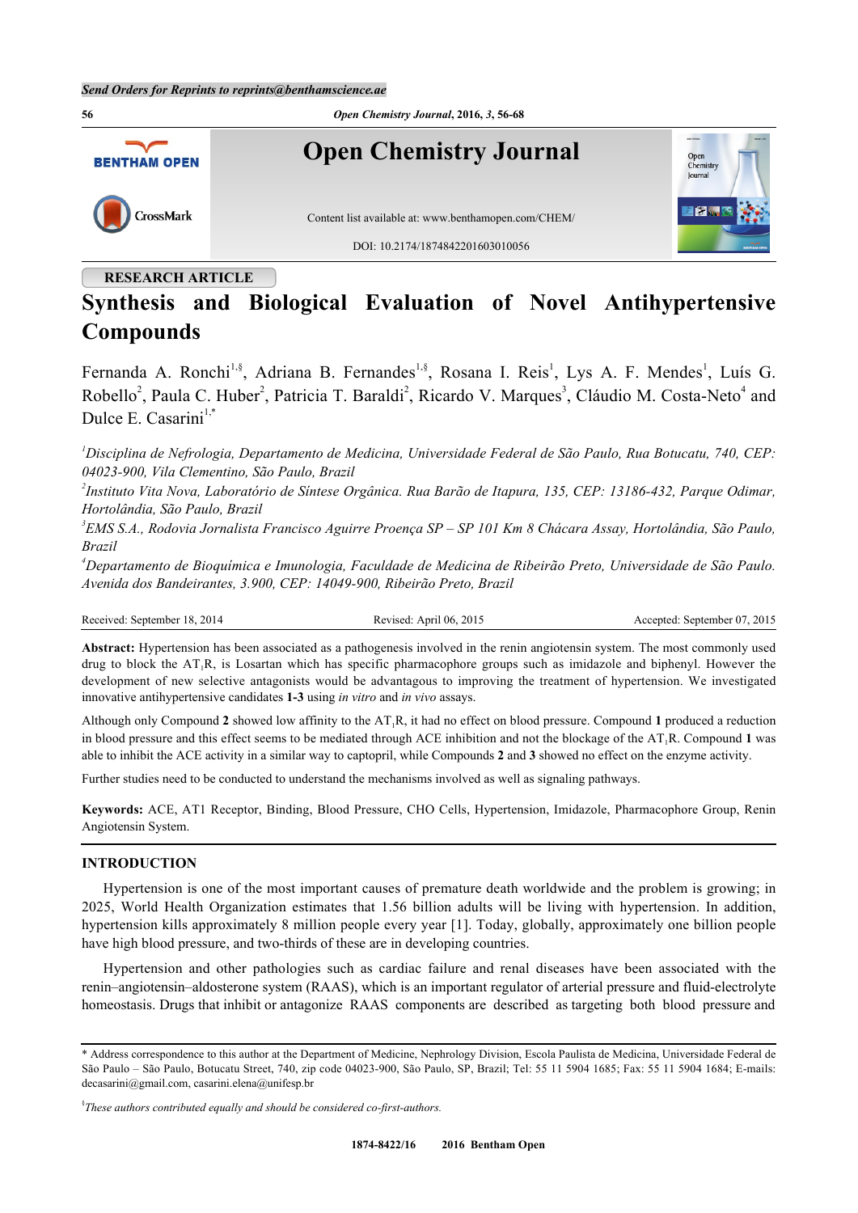Send Orders for Reprints to reprints@benthamscience.ae

RESEARCH ARTICLE

# Synthesis and Biological Evaluation of Novel Antihypertensive Compounds

Fernanda A. Ronchi[1,§], Adriana B. Fernandes[1,§], Rosana I. Reis[1], Lys A. F. Mendes[1], Luís G. Robello[2], Paula C. Huber[2], Patricia T. Baraldi[2], Ricardo V. Marques[3], Cláudio M. Costa-Neto[4] and Dulce E. Casarini[1,*]

[1]*Disciplina de Nefrologia, Departamento de Medicina, Universidade Federal de São Paulo, Rua Botucatu, 740, CEP: 04023-900, Vila Clementino, São Paulo, Brazil*

[2]*Instituto Vita Nova, Laboratório de Síntese Orgânica. Rua Barão de Itapura, 135, CEP: 13186-432, Parque Odimar, Hortolândia, São Paulo, Brazil*

[3]*EMS S.A., Rodovia Jornalista Francisco Aguirre Proença SP – SP 101 Km 8 Chácara Assay, Hortolândia, São Paulo, Brazil*

[4]*Departamento de Bioquímica e Imunologia, Faculdade de Medicina de Ribeirão Preto, Universidade de São Paulo. Avenida dos Bandeirantes, 3.900, CEP: 14049-900, Ribeirão Preto, Brazil*

Received: September 18, 2014 Revised: April 06, 2015 Accepted: September 07, 2015

**Abstract:** Hypertension has been associated as a pathogenesis involved in the renin angiotensin system. The most commonly used drug to block the $AT_1R$, is Losartan which has specific pharmacophore groups such as imidazole and biphenyl. However the development of new selective antagonists would be advantagous to improving the treatment of hypertension. We investigated innovative antihypertensive candidates **1-3** using *in vitro* and *in vivo* assays.

Although only Compound **2** showed low affinity to the $AT_1R$, it had no effect on blood pressure. Compound **1** produced a reduction in blood pressure and this effect seems to be mediated through ACE inhibition and not the blockage of the $AT_1R$. Compound **1** was able to inhibit the ACE activity in a similar way to captopril, while Compounds **2** and **3** showed no effect on the enzyme activity.

Further studies need to be conducted to understand the mechanisms involved as well as signaling pathways.

**Keywords:** ACE, AT1 Receptor, Binding, Blood Pressure, CHO Cells, Hypertension, Imidazole, Pharmacophore Group, Renin Angiotensin System.

## INTRODUCTION

Hypertension is one of the most important causes of premature death worldwide and the problem is growing; in 2025, World Health Organization estimates that 1.56 billion adults will be living with hypertension. In addition, hypertension kills approximately 8 million people every year [1]. Today, globally, approximately one billion people have high blood pressure, and two-thirds of these are in developing countries.

Hypertension and other pathologies such as cardiac failure and renal diseases have been associated with the renin–angiotensin–aldosterone system (RAAS), which is an important regulator of arterial pressure and fluid-electrolyte homeostasis. Drugs that inhibit or antagonize RAAS components are described as targeting both blood pressure and

\* Address correspondence to this author at the Department of Medicine, Nephrology Division, Escola Paulista de Medicina, Universidade Federal de São Paulo – São Paulo, Botucatu Street, 740, zip code 04023-900, São Paulo, SP, Brazil; Tel: 55 11 5904 1685; Fax: 55 11 5904 1684; E-mails: decasarini@gmail.com, casarini.elena@unifesp.br

[§]*These authors contributed equally and should be considered co-first-authors.*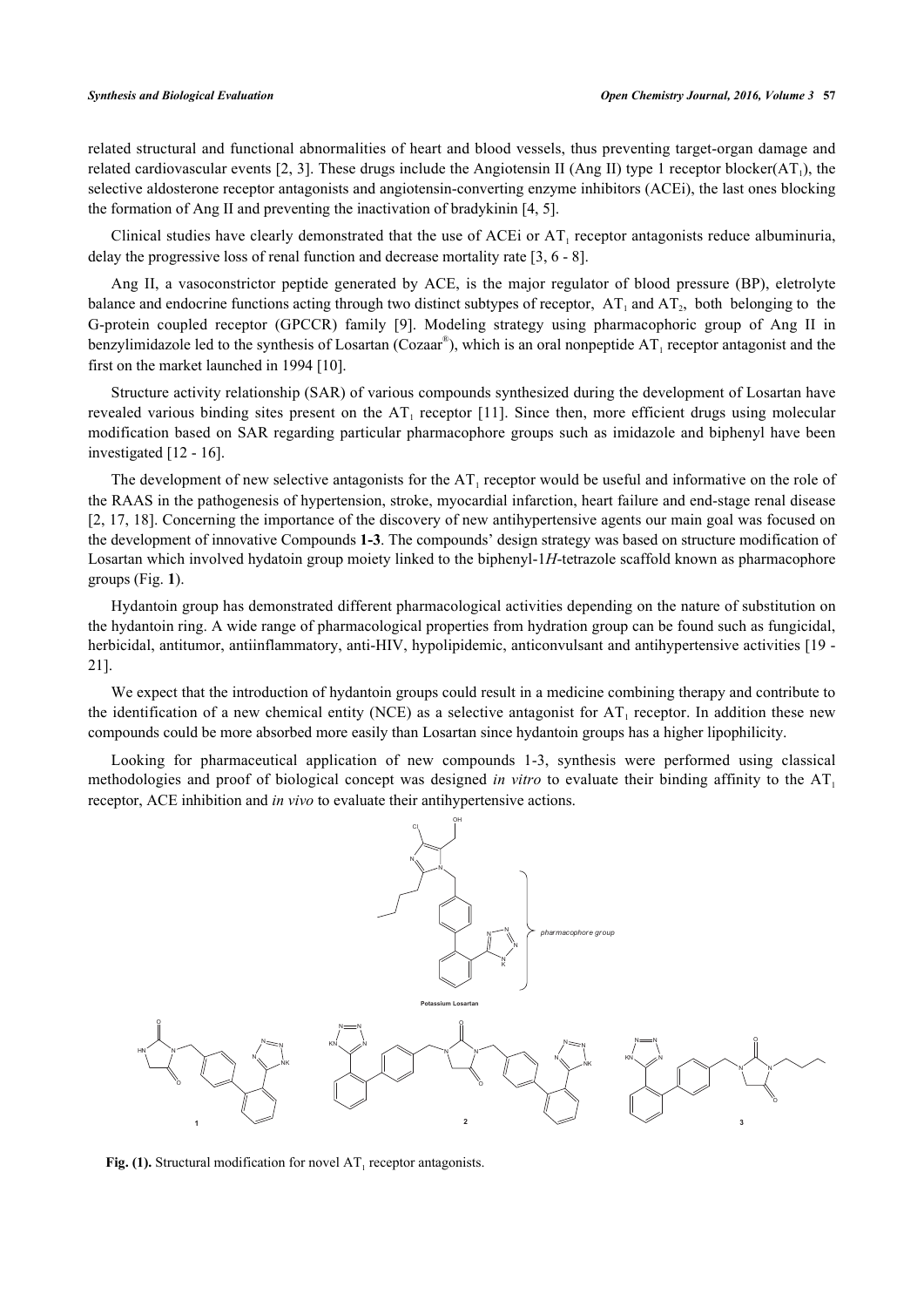related structural and functional abnormalities of heart and blood vessels, thus preventing target-organ damage and related cardiovascular events [2, 3]. These drugs include the Angiotensin II (Ang II) type 1 receptor blocker($AT_1$), the selective aldosterone receptor antagonists and angiotensin-converting enzyme inhibitors (ACEi), the last ones blocking the formation of Ang II and preventing the inactivation of bradykinin [4, 5].

Clinical studies have clearly demonstrated that the use of ACEi or $AT_1$ receptor antagonists reduce albuminuria, delay the progressive loss of renal function and decrease mortality rate [3, 6 - 8].

Ang II, a vasoconstrictor peptide generated by ACE, is the major regulator of blood pressure (BP), eletrolyte balance and endocrine functions acting through two distinct subtypes of receptor, $AT_1$ and $AT_2$, both belonging to the G-protein coupled receptor (GPCCR) family [9]. Modeling strategy using pharmacophoric group of Ang II in benzylimidazole led to the synthesis of Losartan (Cozaar®), which is an oral nonpeptide $AT_1$ receptor antagonist and the first on the market launched in 1994 [10].

Structure activity relationship (SAR) of various compounds synthesized during the development of Losartan have revealed various binding sites present on the $AT_1$ receptor [11]. Since then, more efficient drugs using molecular modification based on SAR regarding particular pharmacophore groups such as imidazole and biphenyl have been investigated [12 - 16].

The development of new selective antagonists for the $AT_1$ receptor would be useful and informative on the role of the RAAS in the pathogenesis of hypertension, stroke, myocardial infarction, heart failure and end-stage renal disease [2, 17, 18]. Concerning the importance of the discovery of new antihypertensive agents our main goal was focused on the development of innovative Compounds **1-3**. The compounds' design strategy was based on structure modification of Losartan which involved hydatoin group moiety linked to the biphenyl-1*H*-tetrazole scaffold known as pharmacophore groups (Fig. **1**).

Hydantoin group has demonstrated different pharmacological activities depending on the nature of substitution on the hydantoin ring. A wide range of pharmacological properties from hydration group can be found such as fungicidal, herbicidal, antitumor, antiinflammatory, anti-HIV, hypolipidemic, anticonvulsant and antihypertensive activities [19 - 21].

We expect that the introduction of hydantoin groups could result in a medicine combining therapy and contribute to the identification of a new chemical entity (NCE) as a selective antagonist for $AT_1$ receptor. In addition these new compounds could be more absorbed more easily than Losartan since hydantoin groups has a higher lipophilicity.

Looking for pharmaceutical application of new compounds 1-3, synthesis were performed using classical methodologies and proof of biological concept was designed *in vitro* to evaluate their binding affinity to the $AT_1$ receptor, ACE inhibition and *in vivo* to evaluate their antihypertensive actions.

Potassium Losartan — *pharmacophore group*

**Fig. (1).** Structural modification for novel $AT_1$ receptor antagonists.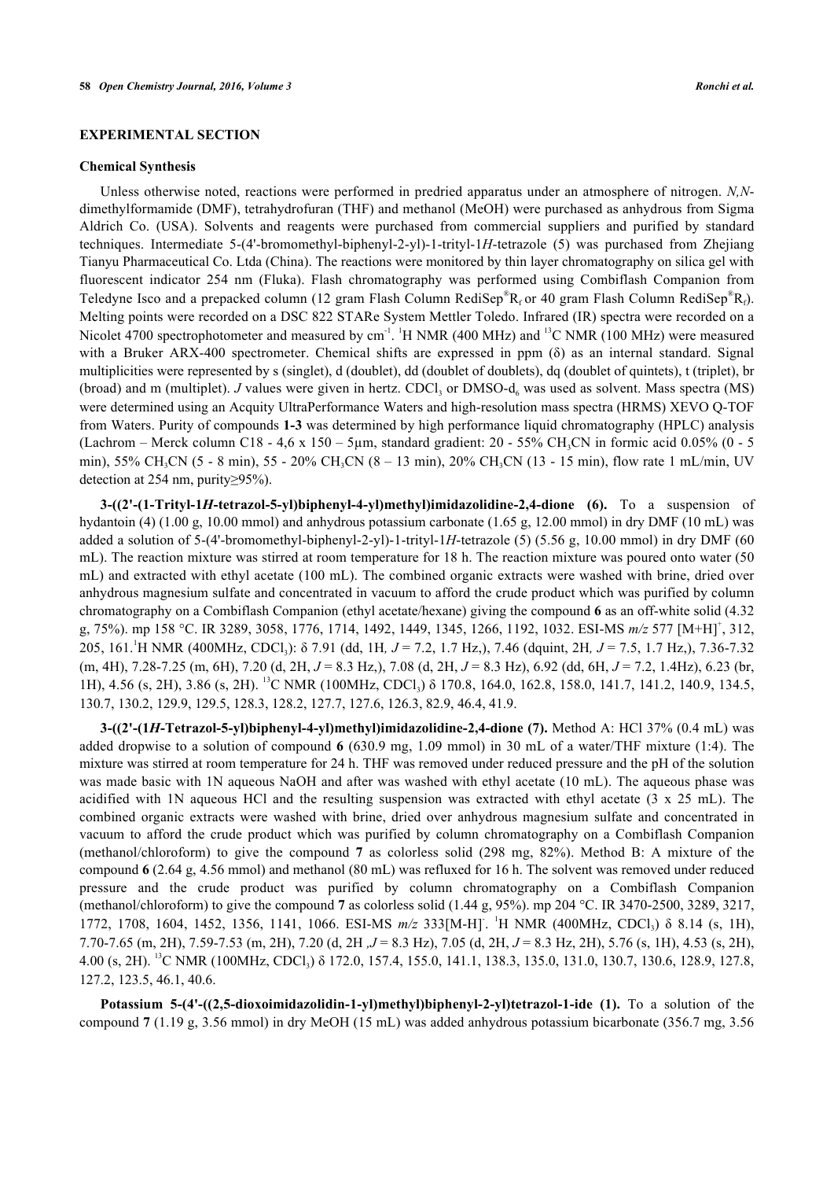## EXPERIMENTAL SECTION

### Chemical Synthesis

Unless otherwise noted, reactions were performed in predried apparatus under an atmosphere of nitrogen. *N,N*-dimethylformamide (DMF), tetrahydrofuran (THF) and methanol (MeOH) were purchased as anhydrous from Sigma Aldrich Co. (USA). Solvents and reagents were purchased from commercial suppliers and purified by standard techniques. Intermediate 5-(4'-bromomethyl-biphenyl-2-yl)-1-trityl-1*H*-tetrazole (5) was purchased from Zhejiang Tianyu Pharmaceutical Co. Ltda (China). The reactions were monitored by thin layer chromatography on silica gel with fluorescent indicator 254 nm (Fluka). Flash chromatography was performed using Combiflash Companion from Teledyne Isco and a prepacked column (12 gram Flash Column RediSep®$R_f$ or 40 gram Flash Column RediSep®$R_f$). Melting points were recorded on a DSC 822 STARe System Mettler Toledo. Infrared (IR) spectra were recorded on a Nicolet 4700 spectrophotometer and measured by $cm^{-1}$. $^1$H NMR (400 MHz) and $^{13}$C NMR (100 MHz) were measured with a Bruker ARX-400 spectrometer. Chemical shifts are expressed in ppm (δ) as an internal standard. Signal multiplicities were represented by s (singlet), d (doublet), dd (doublet of doublets), dq (doublet of quintets), t (triplet), br (broad) and m (multiplet). *J* values were given in hertz. $CDCl_3$ or DMSO-$d_6$ was used as solvent. Mass spectra (MS) were determined using an Acquity UltraPerformance Waters and high-resolution mass spectra (HRMS) XEVO Q-TOF from Waters. Purity of compounds **1-3** was determined by high performance liquid chromatography (HPLC) analysis (Lachrom – Merck column C18 - 4,6 x 150 – 5µm, standard gradient: 20 - 55% $CH_3CN$ in formic acid 0.05% (0 - 5 min), 55% $CH_3CN$ (5 - 8 min), 55 - 20% $CH_3CN$ (8 – 13 min), 20% $CH_3CN$ (13 - 15 min), flow rate 1 mL/min, UV detection at 254 nm, purity≥95%).

**3-((2'-(1-Trityl-1*H*-tetrazol-5-yl)biphenyl-4-yl)methyl)imidazolidine-2,4-dione (6).** To a suspension of hydantoin (4) (1.00 g, 10.00 mmol) and anhydrous potassium carbonate (1.65 g, 12.00 mmol) in dry DMF (10 mL) was added a solution of 5-(4'-bromomethyl-biphenyl-2-yl)-1-trityl-1*H*-tetrazole (5) (5.56 g, 10.00 mmol) in dry DMF (60 mL). The reaction mixture was stirred at room temperature for 18 h. The reaction mixture was poured onto water (50 mL) and extracted with ethyl acetate (100 mL). The combined organic extracts were washed with brine, dried over anhydrous magnesium sulfate and concentrated in vacuum to afford the crude product which was purified by column chromatography on a Combiflash Companion (ethyl acetate/hexane) giving the compound **6** as an off-white solid (4.32 g, 75%). mp 158 °C. IR 3289, 3058, 1776, 1714, 1492, 1449, 1345, 1266, 1192, 1032. ESI-MS *m/z* 577 $[M+H]^+$, 312, 205, 161. $^1$H NMR (400MHz, $CDCl_3$): δ 7.91 (dd, 1H, *J* = 7.2, 1.7 Hz,), 7.46 (dquint, 2H, *J* = 7.5, 1.7 Hz,), 7.36-7.32 (m, 4H), 7.28-7.25 (m, 6H), 7.20 (d, 2H, *J* = 8.3 Hz,), 7.08 (d, 2H, *J* = 8.3 Hz), 6.92 (dd, 6H, *J* = 7.2, 1.4Hz), 6.23 (br, 1H), 4.56 (s, 2H), 3.86 (s, 2H). $^{13}$C NMR (100MHz, $CDCl_3$) δ 170.8, 164.0, 162.8, 158.0, 141.7, 141.2, 140.9, 134.5, 130.7, 130.2, 129.9, 129.5, 128.3, 128.2, 127.7, 127.6, 126.3, 82.9, 46.4, 41.9.

**3-((2'-(1*H*-Tetrazol-5-yl)biphenyl-4-yl)methyl)imidazolidine-2,4-dione (7).** Method A: HCl 37% (0.4 mL) was added dropwise to a solution of compound **6** (630.9 mg, 1.09 mmol) in 30 mL of a water/THF mixture (1:4). The mixture was stirred at room temperature for 24 h. THF was removed under reduced pressure and the pH of the solution was made basic with 1N aqueous NaOH and after was washed with ethyl acetate (10 mL). The aqueous phase was acidified with 1N aqueous HCl and the resulting suspension was extracted with ethyl acetate (3 x 25 mL). The combined organic extracts were washed with brine, dried over anhydrous magnesium sulfate and concentrated in vacuum to afford the crude product which was purified by column chromatography on a Combiflash Companion (methanol/chloroform) to give the compound **7** as colorless solid (298 mg, 82%). Method B: A mixture of the compound **6** (2.64 g, 4.56 mmol) and methanol (80 mL) was refluxed for 16 h. The solvent was removed under reduced pressure and the crude product was purified by column chromatography on a Combiflash Companion (methanol/chloroform) to give the compound **7** as colorless solid (1.44 g, 95%). mp 204 °C. IR 3470-2500, 3289, 3217, 1772, 1708, 1604, 1452, 1356, 1141, 1066. ESI-MS *m/z* 333$[M-H]^-$. $^1$H NMR (400MHz, $CDCl_3$) δ 8.14 (s, 1H), 7.70-7.65 (m, 2H), 7.59-7.53 (m, 2H), 7.20 (d, 2H ,*J* = 8.3 Hz), 7.05 (d, 2H, *J* = 8.3 Hz, 2H), 5.76 (s, 1H), 4.53 (s, 2H), 4.00 (s, 2H). $^{13}$C NMR (100MHz, $CDCl_3$) δ 172.0, 157.4, 155.0, 141.1, 138.3, 135.0, 131.0, 130.7, 130.6, 128.9, 127.8, 127.2, 123.5, 46.1, 40.6.

**Potassium 5-(4'-((2,5-dioxoimidazolidin-1-yl)methyl)biphenyl-2-yl)tetrazol-1-ide (1).** To a solution of the compound **7** (1.19 g, 3.56 mmol) in dry MeOH (15 mL) was added anhydrous potassium bicarbonate (356.7 mg, 3.56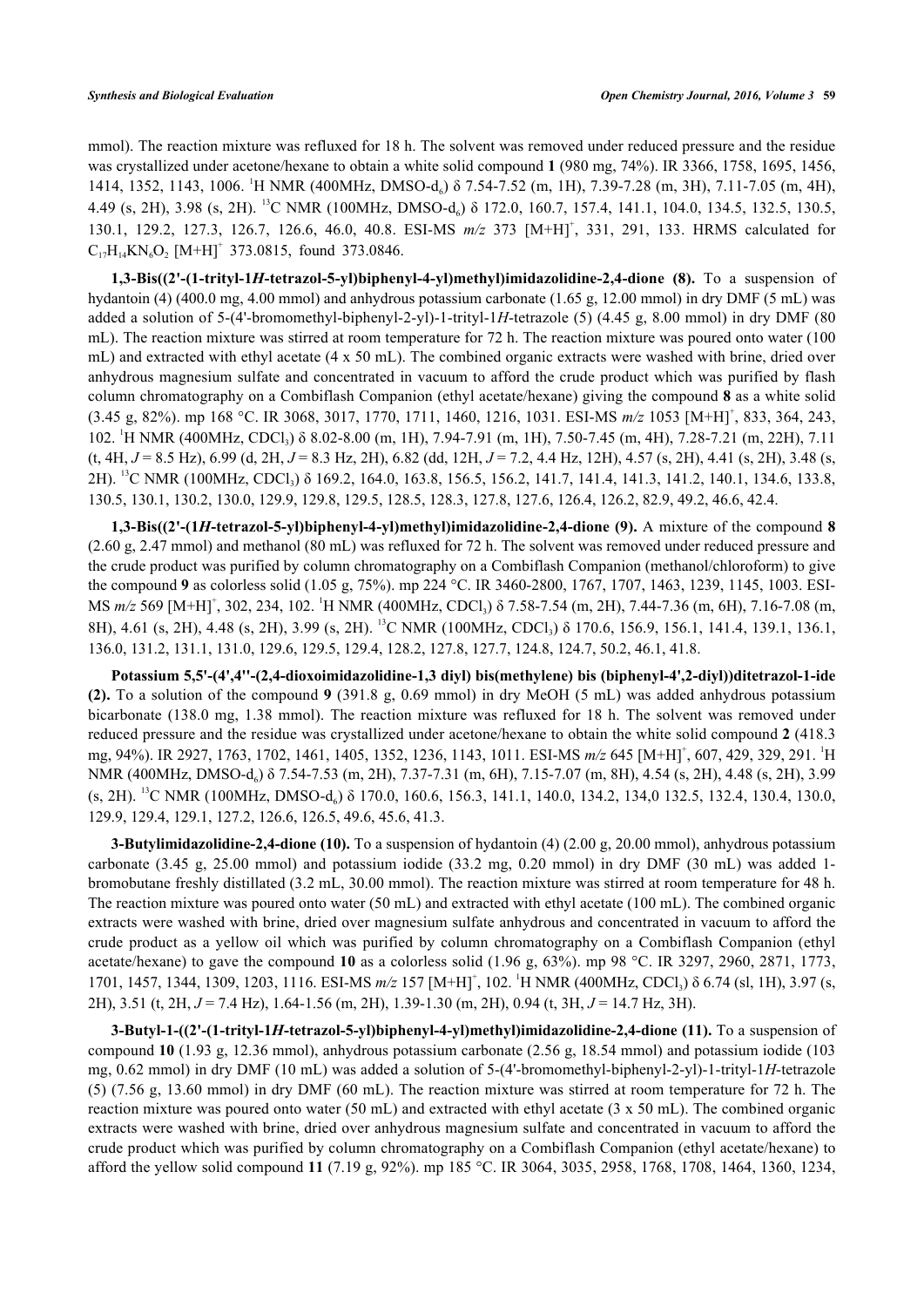mmol). The reaction mixture was refluxed for 18 h. The solvent was removed under reduced pressure and the residue was crystallized under acetone/hexane to obtain a white solid compound **1** (980 mg, 74%). IR 3366, 1758, 1695, 1456, 1414, 1352, 1143, 1006. $^1$H NMR (400MHz, DMSO-d$_6$) δ 7.54-7.52 (m, 1H), 7.39-7.28 (m, 3H), 7.11-7.05 (m, 4H), 4.49 (s, 2H), 3.98 (s, 2H). $^{13}$C NMR (100MHz, DMSO-d$_6$) δ 172.0, 160.7, 157.4, 141.1, 104.0, 134.5, 132.5, 130.5, 130.1, 129.2, 127.3, 126.7, 126.6, 46.0, 40.8. ESI-MS *m/z* 373 [M+H]$^+$, 331, 291, 133. HRMS calculated for $C_{17}H_{14}KN_6O_2$ [M+H]$^+$ 373.0815, found 373.0846.

**1,3-Bis((2'-(1-trityl-1*H*-tetrazol-5-yl)biphenyl-4-yl)methyl)imidazolidine-2,4-dione (8).** To a suspension of hydantoin (4) (400.0 mg, 4.00 mmol) and anhydrous potassium carbonate (1.65 g, 12.00 mmol) in dry DMF (5 mL) was added a solution of 5-(4'-bromomethyl-biphenyl-2-yl)-1-trityl-1*H*-tetrazole (5) (4.45 g, 8.00 mmol) in dry DMF (80 mL). The reaction mixture was stirred at room temperature for 72 h. The reaction mixture was poured onto water (100 mL) and extracted with ethyl acetate (4 x 50 mL). The combined organic extracts were washed with brine, dried over anhydrous magnesium sulfate and concentrated in vacuum to afford the crude product which was purified by flash column chromatography on a Combiflash Companion (ethyl acetate/hexane) giving the compound **8** as a white solid (3.45 g, 82%). mp 168 °C. IR 3068, 3017, 1770, 1711, 1460, 1216, 1031. ESI-MS *m/z* 1053 [M+H]$^+$, 833, 364, 243, 102. $^1$H NMR (400MHz, $CDCl_3$) δ 8.02-8.00 (m, 1H), 7.94-7.91 (m, 1H), 7.50-7.45 (m, 4H), 7.28-7.21 (m, 22H), 7.11 (t, 4H, *J* = 8.5 Hz), 6.99 (d, 2H, *J* = 8.3 Hz, 2H), 6.82 (dd, 12H, *J* = 7.2, 4.4 Hz, 12H), 4.57 (s, 2H), 4.41 (s, 2H), 3.48 (s, 2H). $^{13}$C NMR (100MHz, $CDCl_3$) δ 169.2, 164.0, 163.8, 156.5, 156.2, 141.7, 141.4, 141.3, 141.2, 140.1, 134.6, 133.8, 130.5, 130.1, 130.2, 130.0, 129.9, 129.8, 129.5, 128.5, 128.3, 127.8, 127.6, 126.4, 126.2, 82.9, 49.2, 46.6, 42.4.

**1,3-Bis((2'-(1*H*-tetrazol-5-yl)biphenyl-4-yl)methyl)imidazolidine-2,4-dione (9).** A mixture of the compound **8** (2.60 g, 2.47 mmol) and methanol (80 mL) was refluxed for 72 h. The solvent was removed under reduced pressure and the crude product was purified by column chromatography on a Combiflash Companion (methanol/chloroform) to give the compound **9** as colorless solid (1.05 g, 75%). mp 224 °C. IR 3460-2800, 1767, 1707, 1463, 1239, 1145, 1003. ESI-MS *m/z* 569 [M+H]$^+$, 302, 234, 102. $^1$H NMR (400MHz, $CDCl_3$) δ 7.58-7.54 (m, 2H), 7.44-7.36 (m, 6H), 7.16-7.08 (m, 8H), 4.61 (s, 2H), 4.48 (s, 2H), 3.99 (s, 2H). $^{13}$C NMR (100MHz, $CDCl_3$) δ 170.6, 156.9, 156.1, 141.4, 139.1, 136.1, 136.0, 131.2, 131.1, 131.0, 129.6, 129.5, 129.4, 128.2, 127.8, 127.7, 124.8, 124.7, 50.2, 46.1, 41.8.

**Potassium 5,5'-(4',4''-(2,4-dioxoimidazolidine-1,3 diyl) bis(methylene) bis (biphenyl-4',2-diyl))ditetrazol-1-ide (2).** To a solution of the compound **9** (391.8 g, 0.69 mmol) in dry MeOH (5 mL) was added anhydrous potassium bicarbonate (138.0 mg, 1.38 mmol). The reaction mixture was refluxed for 18 h. The solvent was removed under reduced pressure and the residue was crystallized under acetone/hexane to obtain the white solid compound **2** (418.3 mg, 94%). IR 2927, 1763, 1702, 1461, 1405, 1352, 1236, 1143, 1011. ESI-MS *m/z* 645 [M+H]$^+$, 607, 429, 329, 291. $^1$H NMR (400MHz, DMSO-d$_6$) δ 7.54-7.53 (m, 2H), 7.37-7.31 (m, 6H), 7.15-7.07 (m, 8H), 4.54 (s, 2H), 4.48 (s, 2H), 3.99 (s, 2H). $^{13}$C NMR (100MHz, DMSO-d$_6$) δ 170.0, 160.6, 156.3, 141.1, 140.0, 134.2, 134,0 132.5, 132.4, 130.4, 130.0, 129.9, 129.4, 129.1, 127.2, 126.6, 126.5, 49.6, 45.6, 41.3.

**3-Butylimidazolidine-2,4-dione (10).** To a suspension of hydantoin (4) (2.00 g, 20.00 mmol), anhydrous potassium carbonate (3.45 g, 25.00 mmol) and potassium iodide (33.2 mg, 0.20 mmol) in dry DMF (30 mL) was added 1-bromobutane freshly distillated (3.2 mL, 30.00 mmol). The reaction mixture was stirred at room temperature for 48 h. The reaction mixture was poured onto water (50 mL) and extracted with ethyl acetate (100 mL). The combined organic extracts were washed with brine, dried over magnesium sulfate anhydrous and concentrated in vacuum to afford the crude product as a yellow oil which was purified by column chromatography on a Combiflash Companion (ethyl acetate/hexane) to gave the compound **10** as a colorless solid (1.96 g, 63%). mp 98 °C. IR 3297, 2960, 2871, 1773, 1701, 1457, 1344, 1309, 1203, 1116. ESI-MS *m/z* 157 [M+H]$^+$, 102. $^1$H NMR (400MHz, $CDCl_3$) δ 6.74 (sl, 1H), 3.97 (s, 2H), 3.51 (t, 2H, *J* = 7.4 Hz), 1.64-1.56 (m, 2H), 1.39-1.30 (m, 2H), 0.94 (t, 3H, *J* = 14.7 Hz, 3H).

**3-Butyl-1-((2'-(1-trityl-1*H*-tetrazol-5-yl)biphenyl-4-yl)methyl)imidazolidine-2,4-dione (11).** To a suspension of compound **10** (1.93 g, 12.36 mmol), anhydrous potassium carbonate (2.56 g, 18.54 mmol) and potassium iodide (103 mg, 0.62 mmol) in dry DMF (10 mL) was added a solution of 5-(4'-bromomethyl-biphenyl-2-yl)-1-trityl-1*H*-tetrazole (5) (7.56 g, 13.60 mmol) in dry DMF (60 mL). The reaction mixture was stirred at room temperature for 72 h. The reaction mixture was poured onto water (50 mL) and extracted with ethyl acetate (3 x 50 mL). The combined organic extracts were washed with brine, dried over anhydrous magnesium sulfate and concentrated in vacuum to afford the crude product which was purified by column chromatography on a Combiflash Companion (ethyl acetate/hexane) to afford the yellow solid compound **11** (7.19 g, 92%). mp 185 °C. IR 3064, 3035, 2958, 1768, 1708, 1464, 1360, 1234,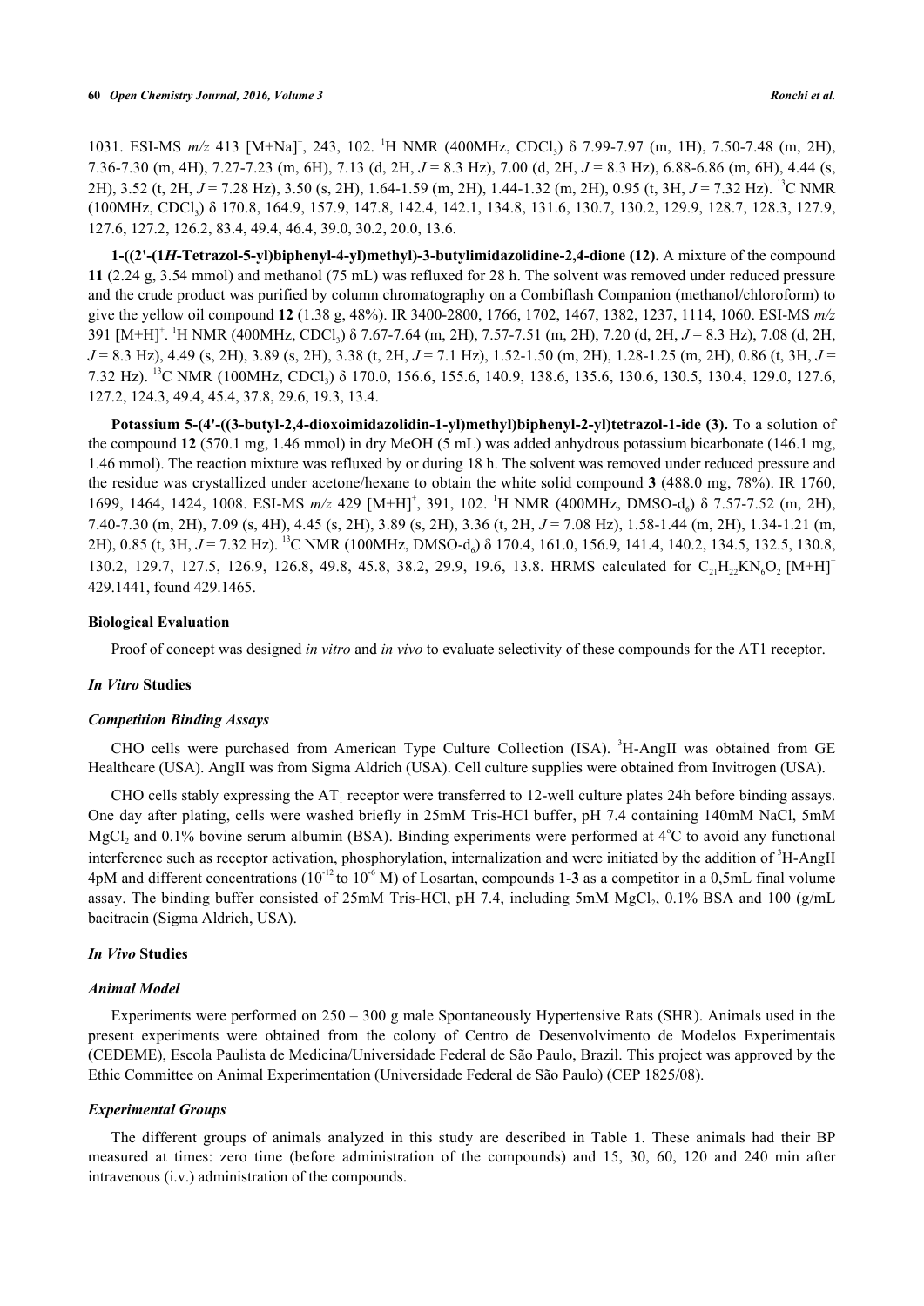1031. ESI-MS *m/z* 413 $[M+Na]^+$, 243, 102. $^1H$ NMR (400MHz, $CDCl_3$) δ 7.99-7.97 (m, 1H), 7.50-7.48 (m, 2H), 7.36-7.30 (m, 4H), 7.27-7.23 (m, 6H), 7.13 (d, 2H, *J* = 8.3 Hz), 7.00 (d, 2H, *J* = 8.3 Hz), 6.88-6.86 (m, 6H), 4.44 (s, 2H), 3.52 (t, 2H, *J* = 7.28 Hz), 3.50 (s, 2H), 1.64-1.59 (m, 2H), 1.44-1.32 (m, 2H), 0.95 (t, 3H, *J* = 7.32 Hz). $^{13}C$ NMR (100MHz, $CDCl_3$) δ 170.8, 164.9, 157.9, 147.8, 142.4, 142.1, 134.8, 131.6, 130.7, 130.2, 129.9, 128.7, 128.3, 127.9, 127.6, 127.2, 126.2, 83.4, 49.4, 46.4, 39.0, 30.2, 20.0, 13.6.

**1-((2'-(1*H*-Tetrazol-5-yl)biphenyl-4-yl)methyl)-3-butylimidazolidine-2,4-dione (12).** A mixture of the compound **11** (2.24 g, 3.54 mmol) and methanol (75 mL) was refluxed for 28 h. The solvent was removed under reduced pressure and the crude product was purified by column chromatography on a Combiflash Companion (methanol/chloroform) to give the yellow oil compound **12** (1.38 g, 48%). IR 3400-2800, 1766, 1702, 1467, 1382, 1237, 1114, 1060. ESI-MS *m/z* 391 $[M+H]^+$. $^1H$ NMR (400MHz, $CDCl_3$) δ 7.67-7.64 (m, 2H), 7.57-7.51 (m, 2H), 7.20 (d, 2H, *J* = 8.3 Hz), 7.08 (d, 2H, *J* = 8.3 Hz), 4.49 (s, 2H), 3.89 (s, 2H), 3.38 (t, 2H, *J* = 7.1 Hz), 1.52-1.50 (m, 2H), 1.28-1.25 (m, 2H), 0.86 (t, 3H, *J* = 7.32 Hz). $^{13}C$ NMR (100MHz, $CDCl_3$) δ 170.0, 156.6, 155.6, 140.9, 138.6, 135.6, 130.6, 130.5, 130.4, 129.0, 127.6, 127.2, 124.3, 49.4, 45.4, 37.8, 29.6, 19.3, 13.4.

**Potassium 5-(4'-((3-butyl-2,4-dioxoimidazolidin-1-yl)methyl)biphenyl-2-yl)tetrazol-1-ide (3).** To a solution of the compound **12** (570.1 mg, 1.46 mmol) in dry MeOH (5 mL) was added anhydrous potassium bicarbonate (146.1 mg, 1.46 mmol). The reaction mixture was refluxed by or during 18 h. The solvent was removed under reduced pressure and the residue was crystallized under acetone/hexane to obtain the white solid compound **3** (488.0 mg, 78%). IR 1760, 1699, 1464, 1424, 1008. ESI-MS *m/z* 429 $[M+H]^+$, 391, 102. $^1H$ NMR (400MHz, DMSO-$d_6$) δ 7.57-7.52 (m, 2H), 7.40-7.30 (m, 2H), 7.09 (s, 4H), 4.45 (s, 2H), 3.89 (s, 2H), 3.36 (t, 2H, *J* = 7.08 Hz), 1.58-1.44 (m, 2H), 1.34-1.21 (m, 2H), 0.85 (t, 3H, *J* = 7.32 Hz). $^{13}C$ NMR (100MHz, DMSO-$d_6$) δ 170.4, 161.0, 156.9, 141.4, 140.2, 134.5, 132.5, 130.8, 130.2, 129.7, 127.5, 126.9, 126.8, 49.8, 45.8, 38.2, 29.9, 19.6, 13.8. HRMS calculated for $C_{21}H_{22}KN_6O_2$ $[M+H]^+$ 429.1441, found 429.1465.

### Biological Evaluation

Proof of concept was designed *in vitro* and *in vivo* to evaluate selectivity of these compounds for the AT1 receptor.

### *In Vitro* Studies

#### *Competition Binding Assays*

CHO cells were purchased from American Type Culture Collection (ISA). $^3H$-AngII was obtained from GE Healthcare (USA). AngII was from Sigma Aldrich (USA). Cell culture supplies were obtained from Invitrogen (USA).

CHO cells stably expressing the $AT_1$ receptor were transferred to 12-well culture plates 24h before binding assays. One day after plating, cells were washed briefly in 25mM Tris-HCl buffer, pH 7.4 containing 140mM NaCl, 5mM $MgCl_2$ and 0.1% bovine serum albumin (BSA). Binding experiments were performed at 4°C to avoid any functional interference such as receptor activation, phosphorylation, internalization and were initiated by the addition of $^3H$-AngII 4pM and different concentrations ($10^{-12}$ to $10^{-6}$ M) of Losartan, compounds **1-3** as a competitor in a 0,5mL final volume assay. The binding buffer consisted of 25mM Tris-HCl, pH 7.4, including 5mM $MgCl_2$, 0.1% BSA and 100 (g/mL bacitracin (Sigma Aldrich, USA).

### *In Vivo* Studies

#### *Animal Model*

Experiments were performed on 250 – 300 g male Spontaneously Hypertensive Rats (SHR). Animals used in the present experiments were obtained from the colony of Centro de Desenvolvimento de Modelos Experimentais (CEDEME), Escola Paulista de Medicina/Universidade Federal de São Paulo, Brazil. This project was approved by the Ethic Committee on Animal Experimentation (Universidade Federal de São Paulo) (CEP 1825/08).

#### *Experimental Groups*

The different groups of animals analyzed in this study are described in Table **1**. These animals had their BP measured at times: zero time (before administration of the compounds) and 15, 30, 60, 120 and 240 min after intravenous (i.v.) administration of the compounds.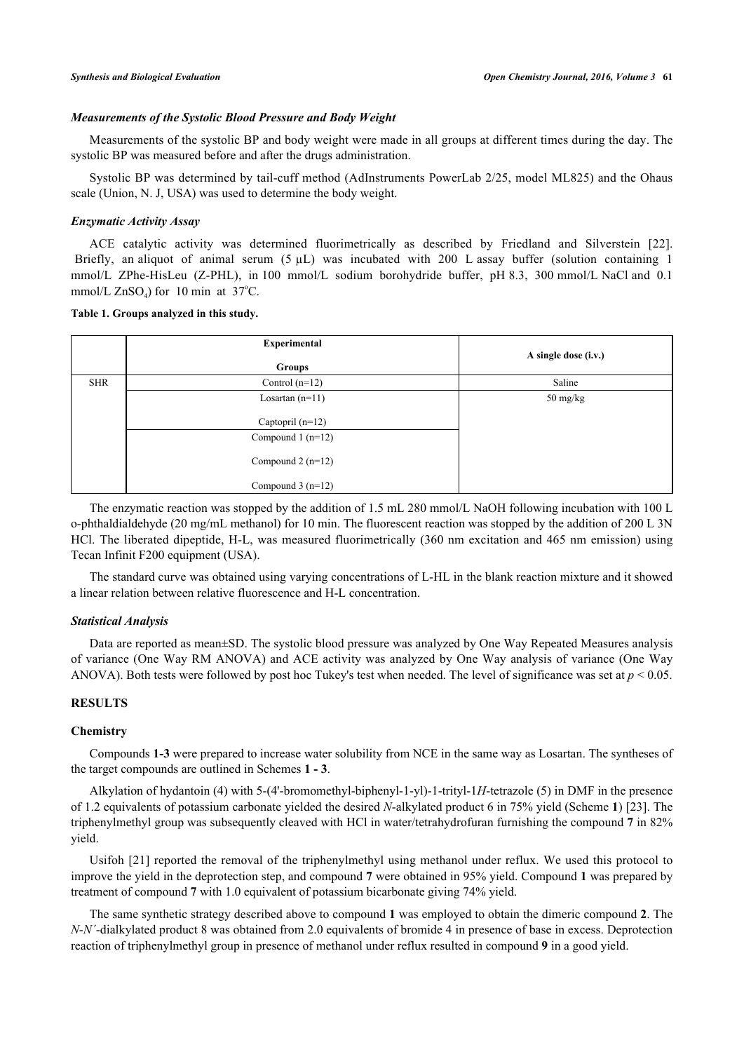### *Measurements of the Systolic Blood Pressure and Body Weight*

Measurements of the systolic BP and body weight were made in all groups at different times during the day. The systolic BP was measured before and after the drugs administration.

Systolic BP was determined by tail-cuff method (AdInstruments PowerLab 2/25, model ML825) and the Ohaus scale (Union, N. J, USA) was used to determine the body weight.

### *Enzymatic Activity Assay*

ACE catalytic activity was determined fluorimetrically as described by Friedland and Silverstein [22]. Briefly, an aliquot of animal serum (5 µL) was incubated with 200 L assay buffer (solution containing 1 mmol/L ZPhe-HisLeu (Z-PHL), in 100 mmol/L sodium borohydride buffer, pH 8.3, 300 mmol/L NaCl and 0.1 mmol/L $ZnSO_4$) for 10 min at 37°C.

**Table 1. Groups analyzed in this study.**

| | Experimental Groups | A single dose (i.v.) |
|---|---|---|
| SHR | Control (n=12) | Saline |
| | Losartan (n=11) | 50 mg/kg |
| | Captopril (n=12) | |
| | Compound 1 (n=12) | |
| | Compound 2 (n=12) | |
| | Compound 3 (n=12) | |

The enzymatic reaction was stopped by the addition of 1.5 mL 280 mmol/L NaOH following incubation with 100 L o-phthaldialdehyde (20 mg/mL methanol) for 10 min. The fluorescent reaction was stopped by the addition of 200 L 3N HCl. The liberated dipeptide, H-L, was measured fluorimetrically (360 nm excitation and 465 nm emission) using Tecan Infinit F200 equipment (USA).

The standard curve was obtained using varying concentrations of L-HL in the blank reaction mixture and it showed a linear relation between relative fluorescence and H-L concentration.

### *Statistical Analysis*

Data are reported as mean±SD. The systolic blood pressure was analyzed by One Way Repeated Measures analysis of variance (One Way RM ANOVA) and ACE activity was analyzed by One Way analysis of variance (One Way ANOVA). Both tests were followed by post hoc Tukey's test when needed. The level of significance was set at $p < 0.05$.

## RESULTS

### Chemistry

Compounds **1-3** were prepared to increase water solubility from NCE in the same way as Losartan. The syntheses of the target compounds are outlined in Schemes **1 - 3**.

Alkylation of hydantoin (4) with 5-(4'-bromomethyl-biphenyl-1-yl)-1-trityl-1*H*-tetrazole (5) in DMF in the presence of 1.2 equivalents of potassium carbonate yielded the desired *N*-alkylated product 6 in 75% yield (Scheme **1**) [23]. The triphenylmethyl group was subsequently cleaved with HCl in water/tetrahydrofuran furnishing the compound **7** in 82% yield.

Usifoh [21] reported the removal of the triphenylmethyl using methanol under reflux. We used this protocol to improve the yield in the deprotection step, and compound **7** were obtained in 95% yield. Compound **1** was prepared by treatment of compound **7** with 1.0 equivalent of potassium bicarbonate giving 74% yield.

The same synthetic strategy described above to compound **1** was employed to obtain the dimeric compound **2**. The *N*-*N'*-dialkylated product 8 was obtained from 2.0 equivalents of bromide 4 in presence of base in excess. Deprotection reaction of triphenylmethyl group in presence of methanol under reflux resulted in compound **9** in a good yield.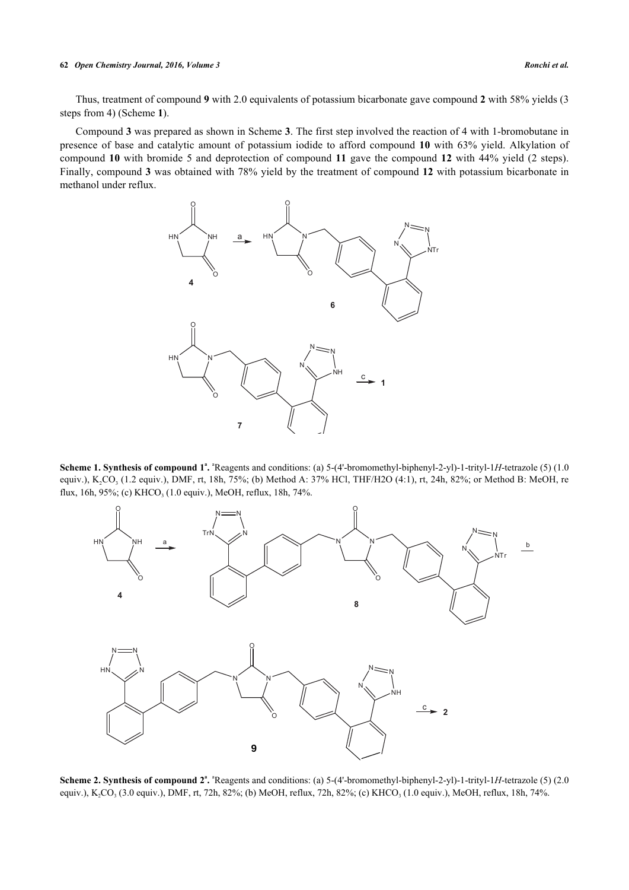Thus, treatment of compound **9** with 2.0 equivalents of potassium bicarbonate gave compound **2** with 58% yields (3 steps from 4) (Scheme **1**).

Compound **3** was prepared as shown in Scheme **3**. The first step involved the reaction of 4 with 1-bromobutane in presence of base and catalytic amount of potassium iodide to afford compound **10** with 63% yield. Alkylation of compound **10** with bromide 5 and deprotection of compound **11** gave the compound **12** with 44% yield (2 steps). Finally, compound **3** was obtained with 78% yield by the treatment of compound **12** with potassium bicarbonate in methanol under reflux.

**Scheme 1. Synthesis of compound 1[a].** [a]Reagents and conditions: (a) 5-(4'-bromomethyl-biphenyl-2-yl)-1-trityl-1*H*-tetrazole (5) (1.0 equiv.), $K_2CO_3$ (1.2 equiv.), DMF, rt, 18h, 75%; (b) Method A: 37% HCl, THF/H2O (4:1), rt, 24h, 82%; or Method B: MeOH, re flux, 16h, 95%; (c) $KHCO_3$ (1.0 equiv.), MeOH, reflux, 18h, 74%.

**Scheme 2. Synthesis of compound 2[a].** [a]Reagents and conditions: (a) 5-(4'-bromomethyl-biphenyl-2-yl)-1-trityl-1*H*-tetrazole (5) (2.0 equiv.), $K_2CO_3$ (3.0 equiv.), DMF, rt, 72h, 82%; (b) MeOH, reflux, 72h, 82%; (c) $KHCO_3$ (1.0 equiv.), MeOH, reflux, 18h, 74%.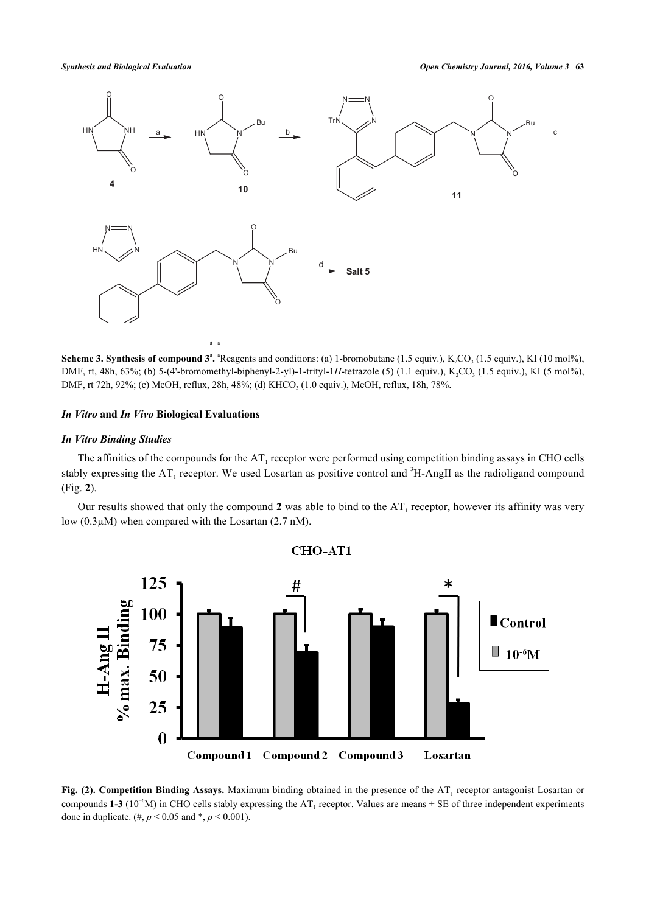**Scheme 3. Synthesis of compound 3[a].** [a]Reagents and conditions: (a) 1-bromobutane (1.5 equiv.), $K_2CO_3$ (1.5 equiv.), KI (10 mol%), DMF, rt, 48h, 63%; (b) 5-(4'-bromomethyl-biphenyl-2-yl)-1-trityl-1*H*-tetrazole (5) (1.1 equiv.), $K_2CO_3$ (1.5 equiv.), KI (5 mol%), DMF, rt 72h, 92%; (c) MeOH, reflux, 28h, 48%; (d) $KHCO_3$ (1.0 equiv.), MeOH, reflux, 18h, 78%.

### *In Vitro* and *In Vivo* Biological Evaluations

#### *In Vitro Binding Studies*

The affinities of the compounds for the $AT_1$ receptor were performed using competition binding assays in CHO cells stably expressing the $AT_1$ receptor. We used Losartan as positive control and $^3$H-AngII as the radioligand compound (Fig. **2**).

Our results showed that only the compound **2** was able to bind to the $AT_1$ receptor, however its affinity was very low (0.3μM) when compared with the Losartan (2.7 nM).

**Fig. (2). Competition Binding Assays.** Maximum binding obtained in the presence of the $AT_1$ receptor antagonist Losartan or compounds **1-3** ($10^{-6}$M) in CHO cells stably expressing the $AT_1$ receptor. Values are means ± SE of three independent experiments done in duplicate. (#, $p < 0.05$ and *, $p < 0.001$).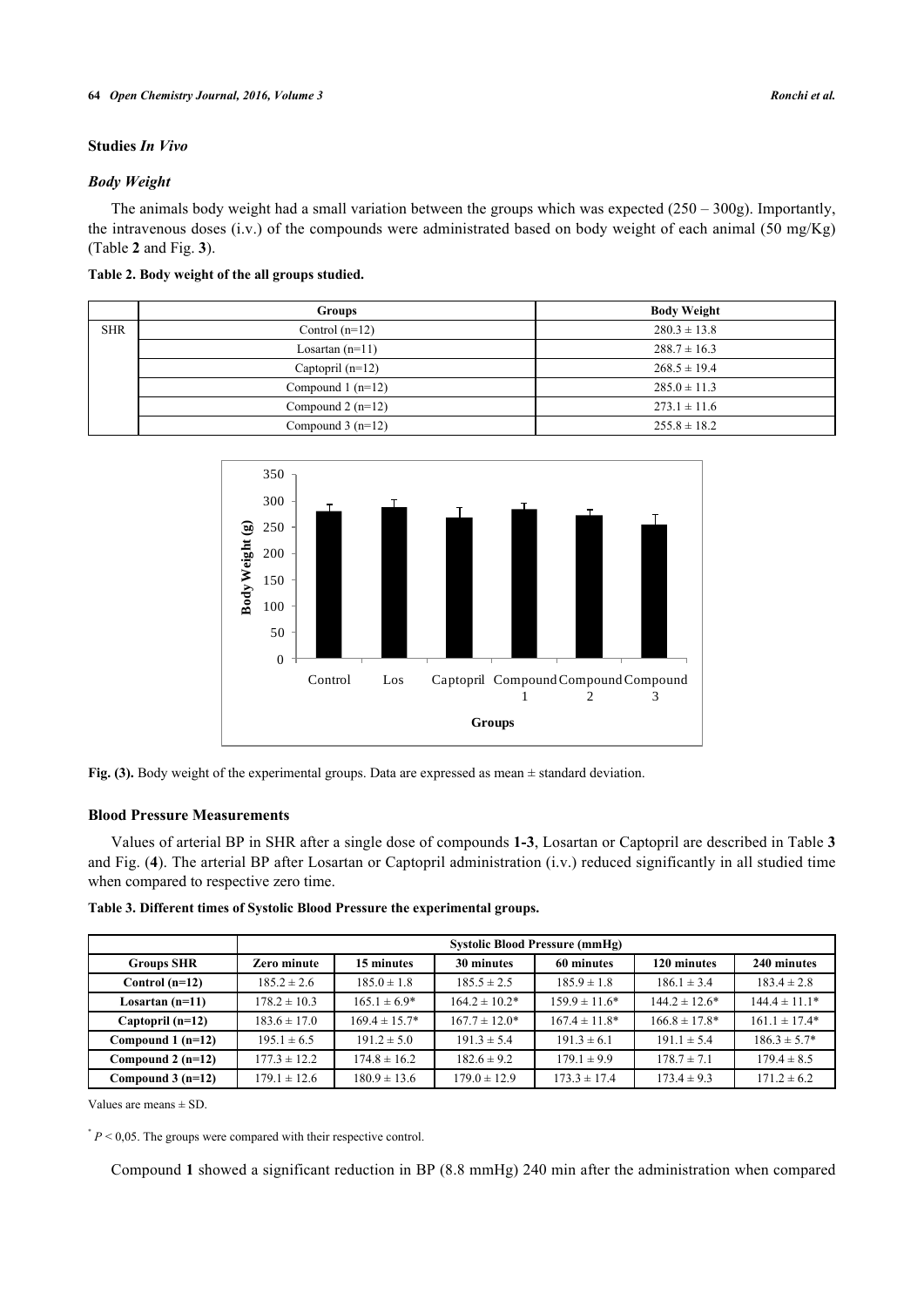## Studies *In Vivo*

### *Body Weight*

The animals body weight had a small variation between the groups which was expected (250 – 300g). Importantly, the intravenous doses (i.v.) of the compounds were administrated based on body weight of each animal (50 mg/Kg) (Table **2** and Fig. **3**).

**Table 2. Body weight of the all groups studied.**

| | Groups | Body Weight |
|---|---|---|
| SHR | Control (n=12) | 280.3 ± 13.8 |
| | Losartan (n=11) | 288.7 ± 16.3 |
| | Captopril (n=12) | 268.5 ± 19.4 |
| | Compound 1 (n=12) | 285.0 ± 11.3 |
| | Compound 2 (n=12) | 273.1 ± 11.6 |
| | Compound 3 (n=12) | 255.8 ± 18.2 |

**Fig. (3).** Body weight of the experimental groups. Data are expressed as mean ± standard deviation.

### Blood Pressure Measurements

Values of arterial BP in SHR after a single dose of compounds **1-3**, Losartan or Captopril are described in Table **3** and Fig. (**4**). The arterial BP after Losartan or Captopril administration (i.v.) reduced significantly in all studied time when compared to respective zero time.

**Table 3. Different times of Systolic Blood Pressure the experimental groups.**

| | Systolic Blood Pressure (mmHg) | | | | | |
|---|---|---|---|---|---|---|
| **Groups SHR** | **Zero minute** | **15 minutes** | **30 minutes** | **60 minutes** | **120 minutes** | **240 minutes** |
| **Control (n=12)** | 185.2 ± 2.6 | 185.0 ± 1.8 | 185.5 ± 2.5 | 185.9 ± 1.8 | 186.1 ± 3.4 | 183.4 ± 2.8 |
| **Losartan (n=11)** | 178.2 ± 10.3 | 165.1 ± 6.9* | 164.2 ± 10.2* | 159.9 ± 11.6* | 144.2 ± 12.6* | 144.4 ± 11.1* |
| **Captopril (n=12)** | 183.6 ± 17.0 | 169.4 ± 15.7* | 167.7 ± 12.0* | 167.4 ± 11.8* | 166.8 ± 17.8* | 161.1 ± 17.4* |
| **Compound 1 (n=12)** | 195.1 ± 6.5 | 191.2 ± 5.0 | 191.3 ± 5.4 | 191.3 ± 6.1 | 191.1 ± 5.4 | 186.3 ± 5.7* |
| **Compound 2 (n=12)** | 177.3 ± 12.2 | 174.8 ± 16.2 | 182.6 ± 9.2 | 179.1 ± 9.9 | 178.7 ± 7.1 | 179.4 ± 8.5 |
| **Compound 3 (n=12)** | 179.1 ± 12.6 | 180.9 ± 13.6 | 179.0 ± 12.9 | 173.3 ± 17.4 | 173.4 ± 9.3 | 171.2 ± 6.2 |

Values are means ± SD.

* $P < 0{,}05$. The groups were compared with their respective control.

Compound **1** showed a significant reduction in BP (8.8 mmHg) 240 min after the administration when compared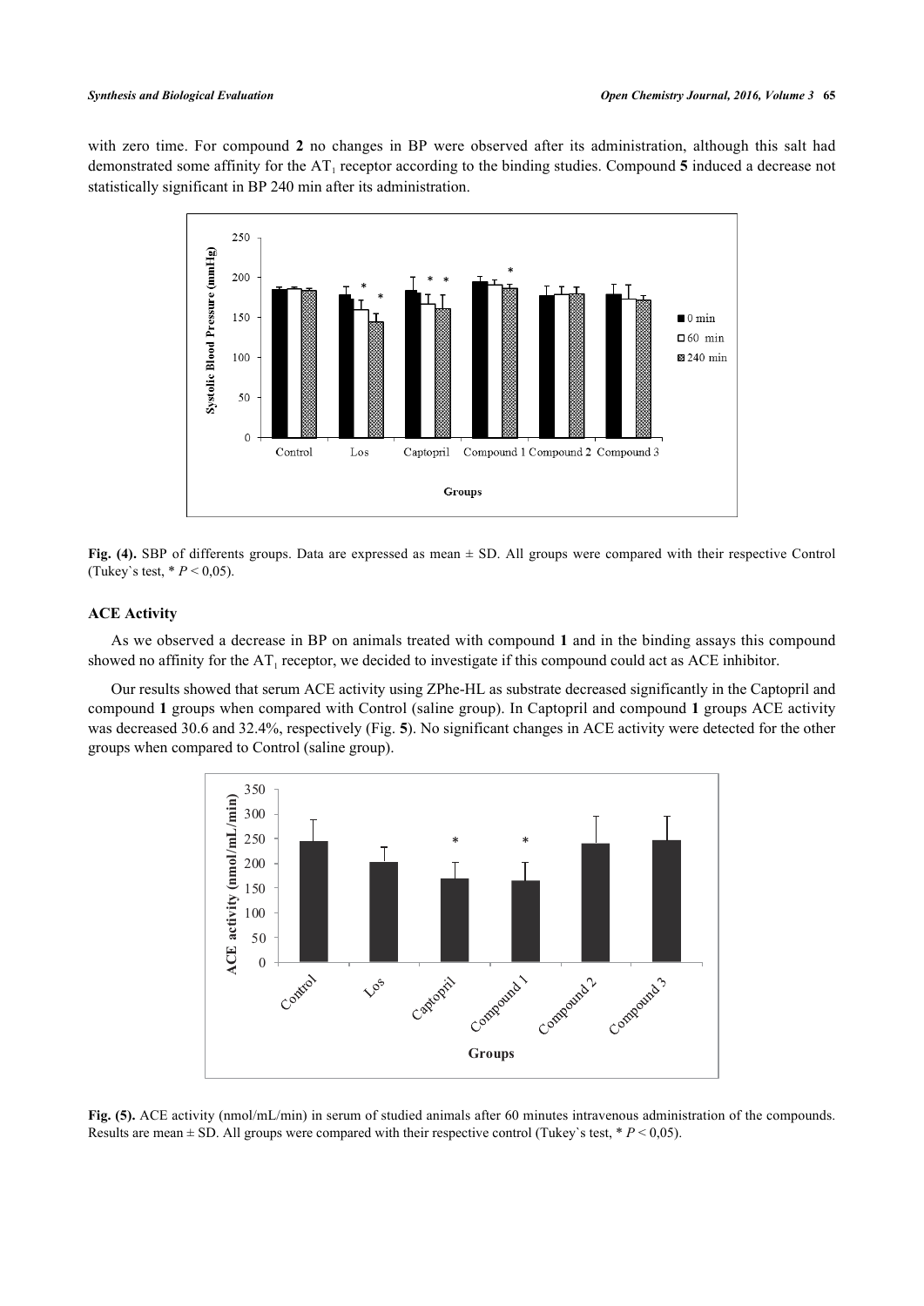with zero time. For compound **2** no changes in BP were observed after its administration, although this salt had demonstrated some affinity for the $AT_1$ receptor according to the binding studies. Compound **5** induced a decrease not statistically significant in BP 240 min after its administration.

**Fig. (4).** SBP of differents groups. Data are expressed as mean ± SD. All groups were compared with their respective Control (Tukey`s test, * $P < 0,05$).

### ACE Activity

As we observed a decrease in BP on animals treated with compound **1** and in the binding assays this compound showed no affinity for the $AT_1$ receptor, we decided to investigate if this compound could act as ACE inhibitor.

Our results showed that serum ACE activity using ZPhe-HL as substrate decreased significantly in the Captopril and compound **1** groups when compared with Control (saline group). In Captopril and compound **1** groups ACE activity was decreased 30.6 and 32.4%, respectively (Fig. **5**). No significant changes in ACE activity were detected for the other groups when compared to Control (saline group).

**Fig. (5).** ACE activity (nmol/mL/min) in serum of studied animals after 60 minutes intravenous administration of the compounds. Results are mean ± SD. All groups were compared with their respective control (Tukey`s test, * $P < 0,05$).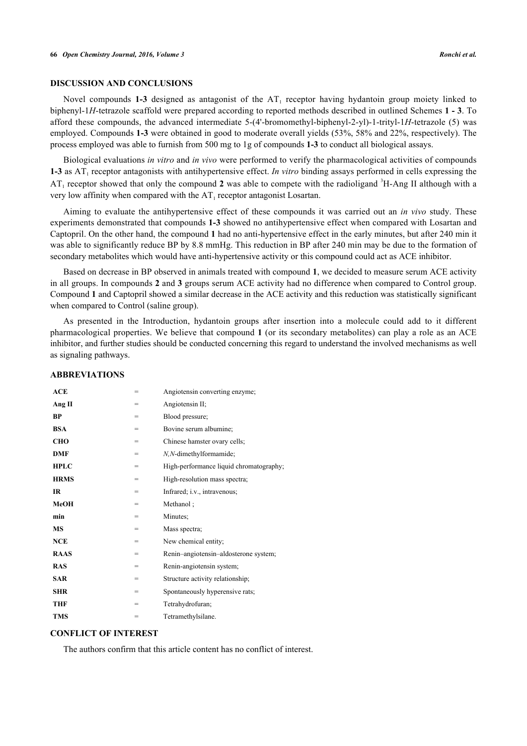## DISCUSSION AND CONCLUSIONS

Novel compounds **1-3** designed as antagonist of the $AT_1$ receptor having hydantoin group moiety linked to biphenyl-1*H*-tetrazole scaffold were prepared according to reported methods described in outlined Schemes **1 - 3**. To afford these compounds, the advanced intermediate 5-(4'-bromomethyl-biphenyl-2-yl)-1-trityl-1*H*-tetrazole (5) was employed. Compounds **1-3** were obtained in good to moderate overall yields (53%, 58% and 22%, respectively). The process employed was able to furnish from 500 mg to 1g of compounds **1-3** to conduct all biological assays.

Biological evaluations *in vitro* and *in vivo* were performed to verify the pharmacological activities of compounds **1-3** as $AT_1$ receptor antagonists with antihypertensive effect. *In vitro* binding assays performed in cells expressing the $AT_1$ receptor showed that only the compound **2** was able to compete with the radioligand $^3$H-Ang II although with a very low affinity when compared with the $AT_1$ receptor antagonist Losartan.

Aiming to evaluate the antihypertensive effect of these compounds it was carried out an *in vivo* study. These experiments demonstrated that compounds **1-3** showed no antihypertensive effect when compared with Losartan and Captopril. On the other hand, the compound **1** had no anti-hypertensive effect in the early minutes, but after 240 min it was able to significantly reduce BP by 8.8 mmHg. This reduction in BP after 240 min may be due to the formation of secondary metabolites which would have anti-hypertensive activity or this compound could act as ACE inhibitor.

Based on decrease in BP observed in animals treated with compound **1**, we decided to measure serum ACE activity in all groups. In compounds **2** and **3** groups serum ACE activity had no difference when compared to Control group. Compound **1** and Captopril showed a similar decrease in the ACE activity and this reduction was statistically significant when compared to Control (saline group).

As presented in the Introduction, hydantoin groups after insertion into a molecule could add to it different pharmacological properties. We believe that compound **1** (or its secondary metabolites) can play a role as an ACE inhibitor, and further studies should be conducted concerning this regard to understand the involved mechanisms as well as signaling pathways.

## ABBREVIATIONS

| | | |
|---|---|---|
| **ACE** | = | Angiotensin converting enzyme; |
| **Ang II** | = | Angiotensin II; |
| **BP** | = | Blood pressure; |
| **BSA** | = | Bovine serum albumine; |
| **CHO** | = | Chinese hamster ovary cells; |
| **DMF** | = | *N,N*-dimethylformamide; |
| **HPLC** | = | High-performance liquid chromatography; |
| **HRMS** | = | High-resolution mass spectra; |
| **IR** | = | Infrared; i.v., intravenous; |
| **MeOH** | = | Methanol ; |
| **min** | = | Minutes; |
| **MS** | = | Mass spectra; |
| **NCE** | = | New chemical entity; |
| **RAAS** | = | Renin–angiotensin–aldosterone system; |
| **RAS** | = | Renin-angiotensin system; |
| **SAR** | = | Structure activity relationship; |
| **SHR** | = | Spontaneously hyperensive rats; |
| **THF** | = | Tetrahydrofuran; |
| **TMS** | = | Tetramethylsilane. |

## CONFLICT OF INTEREST

The authors confirm that this article content has no conflict of interest.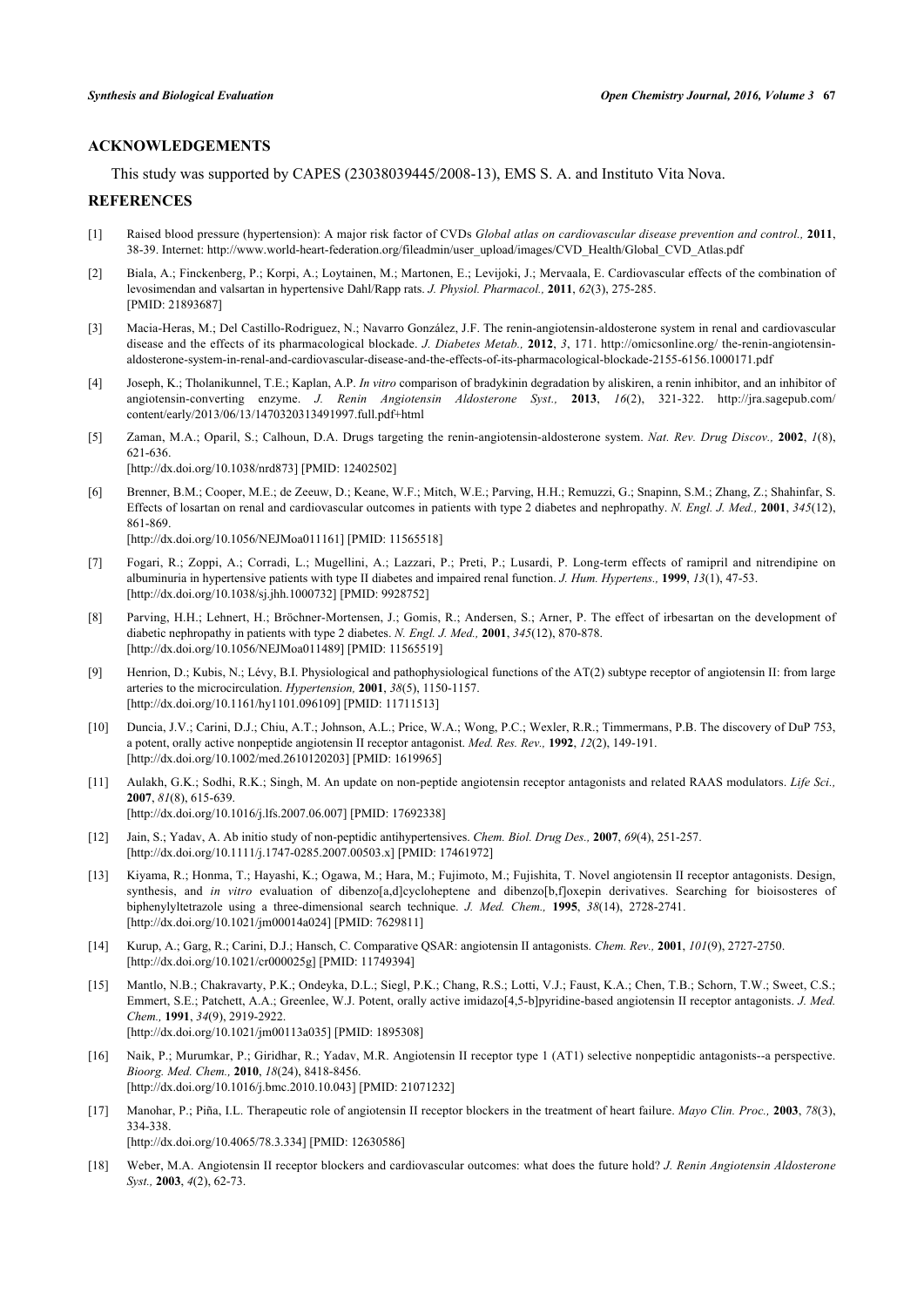## ACKNOWLEDGEMENTS

This study was supported by CAPES (23038039445/2008-13), EMS S. A. and Instituto Vita Nova.

## REFERENCES

[1] Raised blood pressure (hypertension): A major risk factor of CVDs *Global atlas on cardiovascular disease prevention and control.,* **2011**, 38-39. Internet: http://www.world-heart-federation.org/fileadmin/user_upload/images/CVD_Health/Global_CVD_Atlas.pdf

[2] Biala, A.; Finckenberg, P.; Korpi, A.; Loytainen, M.; Martonen, E.; Levijoki, J.; Mervaala, E. Cardiovascular effects of the combination of levosimendan and valsartan in hypertensive Dahl/Rapp rats. *J. Physiol. Pharmacol.,* **2011**, *62*(3), 275-285. [PMID: 21893687]

[3] Macia-Heras, M.; Del Castillo-Rodriguez, N.; Navarro González, J.F. The renin-angiotensin-aldosterone system in renal and cardiovascular disease and the effects of its pharmacological blockade. *J. Diabetes Metab.,* **2012**, *3*, 171. http://omicsonline.org/ the-renin-angiotensin-aldosterone-system-in-renal-and-cardiovascular-disease-and-the-effects-of-its-pharmacological-blockade-2155-6156.1000171.pdf

[4] Joseph, K.; Tholanikunnel, T.E.; Kaplan, A.P. *In vitro* comparison of bradykinin degradation by aliskiren, a renin inhibitor, and an inhibitor of angiotensin-converting enzyme. *J. Renin Angiotensin Aldosterone Syst.,* **2013**, *16*(2), 321-322. http://jra.sagepub.com/ content/early/2013/06/13/1470320313491997.full.pdf+html

[5] Zaman, M.A.; Oparil, S.; Calhoun, D.A. Drugs targeting the renin-angiotensin-aldosterone system. *Nat. Rev. Drug Discov.,* **2002**, *1*(8), 621-636. [http://dx.doi.org/10.1038/nrd873] [PMID: 12402502]

[6] Brenner, B.M.; Cooper, M.E.; de Zeeuw, D.; Keane, W.F.; Mitch, W.E.; Parving, H.H.; Remuzzi, G.; Snapinn, S.M.; Zhang, Z.; Shahinfar, S. Effects of losartan on renal and cardiovascular outcomes in patients with type 2 diabetes and nephropathy. *N. Engl. J. Med.,* **2001**, *345*(12), 861-869. [http://dx.doi.org/10.1056/NEJMoa011161] [PMID: 11565518]

[7] Fogari, R.; Zoppi, A.; Corradi, L.; Mugellini, A.; Lazzari, P.; Preti, P.; Lusardi, P. Long-term effects of ramipril and nitrendipine on albuminuria in hypertensive patients with type II diabetes and impaired renal function. *J. Hum. Hypertens.,* **1999**, *13*(1), 47-53. [http://dx.doi.org/10.1038/sj.jhh.1000732] [PMID: 9928752]

[8] Parving, H.H.; Lehnert, H.; Bröchner-Mortensen, J.; Gomis, R.; Andersen, S.; Arner, P. The effect of irbesartan on the development of diabetic nephropathy in patients with type 2 diabetes. *N. Engl. J. Med.,* **2001**, *345*(12), 870-878. [http://dx.doi.org/10.1056/NEJMoa011489] [PMID: 11565519]

[9] Henrion, D.; Kubis, N.; Lévy, B.I. Physiological and pathophysiological functions of the AT(2) subtype receptor of angiotensin II: from large arteries to the microcirculation. *Hypertension,* **2001**, *38*(5), 1150-1157. [http://dx.doi.org/10.1161/hy1101.096109] [PMID: 11711513]

[10] Duncia, J.V.; Carini, D.J.; Chiu, A.T.; Johnson, A.L.; Price, W.A.; Wong, P.C.; Wexler, R.R.; Timmermans, P.B. The discovery of DuP 753, a potent, orally active nonpeptide angiotensin II receptor antagonist. *Med. Res. Rev.,* **1992**, *12*(2), 149-191. [http://dx.doi.org/10.1002/med.2610120203] [PMID: 1619965]

[11] Aulakh, G.K.; Sodhi, R.K.; Singh, M. An update on non-peptide angiotensin receptor antagonists and related RAAS modulators. *Life Sci.,* **2007**, *81*(8), 615-639. [http://dx.doi.org/10.1016/j.lfs.2007.06.007] [PMID: 17692338]

[12] Jain, S.; Yadav, A. Ab initio study of non-peptidic antihypertensives. *Chem. Biol. Drug Des.,* **2007**, *69*(4), 251-257. [http://dx.doi.org/10.1111/j.1747-0285.2007.00503.x] [PMID: 17461972]

[13] Kiyama, R.; Honma, T.; Hayashi, K.; Ogawa, M.; Hara, M.; Fujimoto, M.; Fujishita, T. Novel angiotensin II receptor antagonists. Design, synthesis, and *in vitro* evaluation of dibenzo[a,d]cycloheptene and dibenzo[b,f]oxepin derivatives. Searching for bioisosteres of biphenylyltetrazole using a three-dimensional search technique. *J. Med. Chem.,* **1995**, *38*(14), 2728-2741. [http://dx.doi.org/10.1021/jm00014a024] [PMID: 7629811]

[14] Kurup, A.; Garg, R.; Carini, D.J.; Hansch, C. Comparative QSAR: angiotensin II antagonists. *Chem. Rev.,* **2001**, *101*(9), 2727-2750. [http://dx.doi.org/10.1021/cr000025g] [PMID: 11749394]

[15] Mantlo, N.B.; Chakravarty, P.K.; Ondeyka, D.L.; Siegl, P.K.; Chang, R.S.; Lotti, V.J.; Faust, K.A.; Chen, T.B.; Schorn, T.W.; Sweet, C.S.; Emmert, S.E.; Patchett, A.A.; Greenlee, W.J. Potent, orally active imidazo[4,5-b]pyridine-based angiotensin II receptor antagonists. *J. Med. Chem.,* **1991**, *34*(9), 2919-2922. [http://dx.doi.org/10.1021/jm00113a035] [PMID: 1895308]

[16] Naik, P.; Murumkar, P.; Giridhar, R.; Yadav, M.R. Angiotensin II receptor type 1 (AT1) selective nonpeptidic antagonists--a perspective. *Bioorg. Med. Chem.,* **2010**, *18*(24), 8418-8456. [http://dx.doi.org/10.1016/j.bmc.2010.10.043] [PMID: 21071232]

[17] Manohar, P.; Piña, I.L. Therapeutic role of angiotensin II receptor blockers in the treatment of heart failure. *Mayo Clin. Proc.,* **2003**, *78*(3), 334-338. [http://dx.doi.org/10.4065/78.3.334] [PMID: 12630586]

[18] Weber, M.A. Angiotensin II receptor blockers and cardiovascular outcomes: what does the future hold? *J. Renin Angiotensin Aldosterone Syst.,* **2003**, *4*(2), 62-73.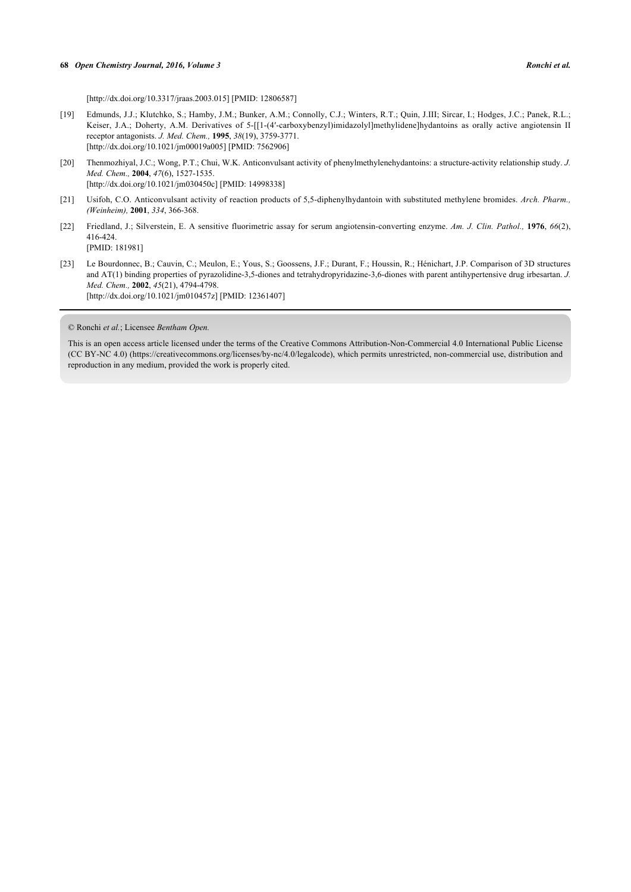[http://dx.doi.org/10.3317/jraas.2003.015] [PMID: 12806587]

[19] Edmunds, J.J.; Klutchko, S.; Hamby, J.M.; Bunker, A.M.; Connolly, C.J.; Winters, R.T.; Quin, J.III; Sircar, I.; Hodges, J.C.; Panek, R.L.; Keiser, J.A.; Doherty, A.M. Derivatives of 5-[[1-(4′-carboxybenzyl)imidazolyl]methylidene]hydantoins as orally active angiotensin II receptor antagonists. *J. Med. Chem.,* **1995**, *38*(19), 3759-3771.
[http://dx.doi.org/10.1021/jm00019a005] [PMID: 7562906]

[20] Thenmozhiyal, J.C.; Wong, P.T.; Chui, W.K. Anticonvulsant activity of phenylmethylenehydantoins: a structure-activity relationship study. *J. Med. Chem.,* **2004**, *47*(6), 1527-1535.
[http://dx.doi.org/10.1021/jm030450c] [PMID: 14998338]

[21] Usifoh, C.O. Anticonvulsant activity of reaction products of 5,5-diphenylhydantoin with substituted methylene bromides. *Arch. Pharm., (Weinheim),* **2001**, *334*, 366-368.

[22] Friedland, J.; Silverstein, E. A sensitive fluorimetric assay for serum angiotensin-converting enzyme. *Am. J. Clin. Pathol.,* **1976**, *66*(2), 416-424.
[PMID: 181981]

[23] Le Bourdonnec, B.; Cauvin, C.; Meulon, E.; Yous, S.; Goossens, J.F.; Durant, F.; Houssin, R.; Hénichart, J.P. Comparison of 3D structures and AT(1) binding properties of pyrazolidine-3,5-diones and tetrahydropyridazine-3,6-diones with parent antihypertensive drug irbesartan. *J. Med. Chem.,* **2002**, *45*(21), 4794-4798.
[http://dx.doi.org/10.1021/jm010457z] [PMID: 12361407]

© Ronchi *et al.*; Licensee *Bentham Open.*

This is an open access article licensed under the terms of the Creative Commons Attribution-Non-Commercial 4.0 International Public License (CC BY-NC 4.0) (https://creativecommons.org/licenses/by-nc/4.0/legalcode), which permits unrestricted, non-commercial use, distribution and reproduction in any medium, provided the work is properly cited.